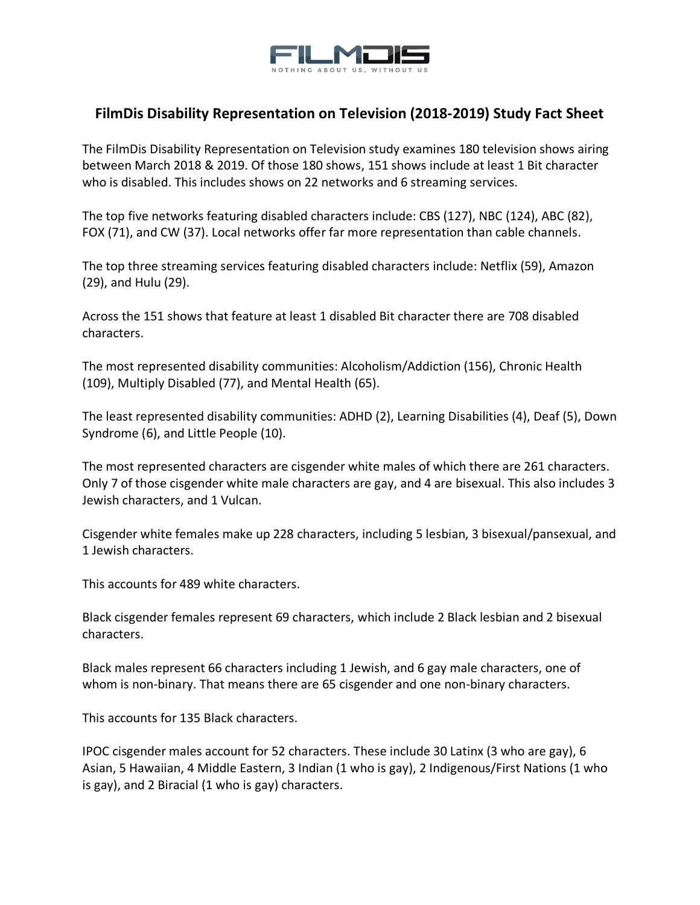FILMDIS

NOTHING ABOUT US, WITHOUT US

## FilmDis Disability Representation on Television (2018-2019) Study Fact Sheet

The FilmDis Disability Representation on Television study examines 180 television shows airing between March 2018 & 2019. Of those 180 shows, 151 shows include at least 1 Bit character who is disabled. This includes shows on 22 networks and 6 streaming services.

The top five networks featuring disabled characters include: CBS (127), NBC (124), ABC (82), FOX (71), and CW (37). Local networks offer far more representation than cable channels.

The top three streaming services featuring disabled characters include: Netflix (59), Amazon (29), and Hulu (29).

Across the 151 shows that feature at least 1 disabled Bit character there are 708 disabled characters.

The most represented disability communities: Alcoholism/Addiction (156), Chronic Health (109), Multiply Disabled (77), and Mental Health (65).

The least represented disability communities: ADHD (2), Learning Disabilities (4), Deaf (5), Down Syndrome (6), and Little People (10).

The most represented characters are cisgender white males of which there are 261 characters. Only 7 of those cisgender white male characters are gay, and 4 are bisexual. This also includes 3 Jewish characters, and 1 Vulcan.

Cisgender white females make up 228 characters, including 5 lesbian, 3 bisexual/pansexual, and 1 Jewish characters.

This accounts for 489 white characters.

Black cisgender females represent 69 characters, which include 2 Black lesbian and 2 bisexual characters.

Black males represent 66 characters including 1 Jewish, and 6 gay male characters, one of whom is non-binary. That means there are 65 cisgender and one non-binary characters.

This accounts for 135 Black characters.

IPOC cisgender males account for 52 characters. These include 30 Latinx (3 who are gay), 6 Asian, 5 Hawaiian, 4 Middle Eastern, 3 Indian (1 who is gay), 2 Indigenous/First Nations (1 who is gay), and 2 Biracial (1 who is gay) characters.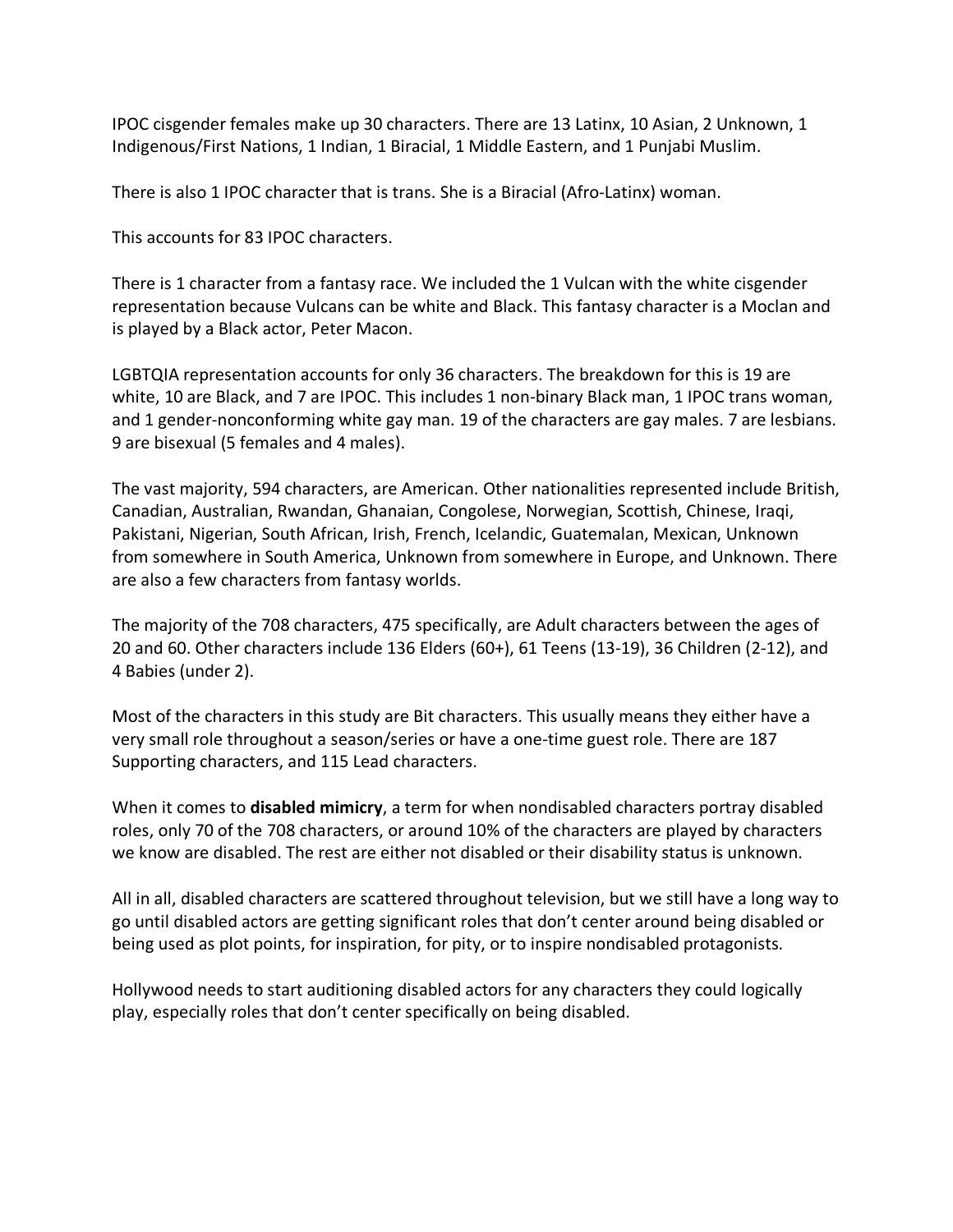IPOC cisgender females make up 30 characters. There are 13 Latinx, 10 Asian, 2 Unknown, 1 Indigenous/First Nations, 1 Indian, 1 Biracial, 1 Middle Eastern, and 1 Punjabi Muslim.

There is also 1 IPOC character that is trans. She is a Biracial (Afro-Latinx) woman.

This accounts for 83 IPOC characters.

There is 1 character from a fantasy race. We included the 1 Vulcan with the white cisgender representation because Vulcans can be white and Black. This fantasy character is a Moclan and is played by a Black actor, Peter Macon.

LGBTQIA representation accounts for only 36 characters. The breakdown for this is 19 are white, 10 are Black, and 7 are IPOC. This includes 1 non-binary Black man, 1 IPOC trans woman, and 1 gender-nonconforming white gay man. 19 of the characters are gay males. 7 are lesbians. 9 are bisexual (5 females and 4 males).

The vast majority, 594 characters, are American. Other nationalities represented include British, Canadian, Australian, Rwandan, Ghanaian, Congolese, Norwegian, Scottish, Chinese, Iraqi, Pakistani, Nigerian, South African, Irish, French, Icelandic, Guatemalan, Mexican, Unknown from somewhere in South America, Unknown from somewhere in Europe, and Unknown. There are also a few characters from fantasy worlds.

The majority of the 708 characters, 475 specifically, are Adult characters between the ages of 20 and 60. Other characters include 136 Elders (60+), 61 Teens (13-19), 36 Children (2-12), and 4 Babies (under 2).

Most of the characters in this study are Bit characters. This usually means they either have a very small role throughout a season/series or have a one-time guest role. There are 187 Supporting characters, and 115 Lead characters.

When it comes to **disabled mimicry**, a term for when nondisabled characters portray disabled roles, only 70 of the 708 characters, or around 10% of the characters are played by characters we know are disabled. The rest are either not disabled or their disability status is unknown.

All in all, disabled characters are scattered throughout television, but we still have a long way to go until disabled actors are getting significant roles that don't center around being disabled or being used as plot points, for inspiration, for pity, or to inspire nondisabled protagonists.

Hollywood needs to start auditioning disabled actors for any characters they could logically play, especially roles that don't center specifically on being disabled.